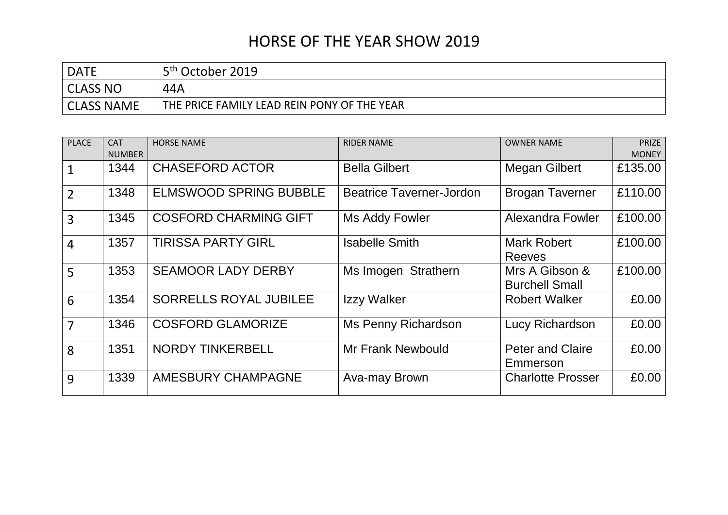# HORSE OF THE YEAR SHOW 2019

| DATE | 5th October 2019 |
|---|---|
| CLASS NO | 44A |
| CLASS NAME | THE PRICE FAMILY LEAD REIN PONY OF THE YEAR |

| PLACE | CAT NUMBER | HORSE NAME | RIDER NAME | OWNER NAME | PRIZE MONEY |
|---|---|---|---|---|---|
| 1 | 1344 | CHASEFORD ACTOR | Bella Gilbert | Megan Gilbert | £135.00 |
| 2 | 1348 | ELMSWOOD SPRING BUBBLE | Beatrice Taverner-Jordon | Brogan Taverner | £110.00 |
| 3 | 1345 | COSFORD CHARMING GIFT | Ms Addy Fowler | Alexandra Fowler | £100.00 |
| 4 | 1357 | TIRISSA PARTY GIRL | Isabelle Smith | Mark Robert Reeves | £100.00 |
| 5 | 1353 | SEAMOOR LADY DERBY | Ms Imogen Strathern | Mrs A Gibson & Burchell Small | £100.00 |
| 6 | 1354 | SORRELLS ROYAL JUBILEE | Izzy Walker | Robert Walker | £0.00 |
| 7 | 1346 | COSFORD GLAMORIZE | Ms Penny Richardson | Lucy Richardson | £0.00 |
| 8 | 1351 | NORDY TINKERBELL | Mr Frank Newbould | Peter and Claire Emmerson | £0.00 |
| 9 | 1339 | AMESBURY CHAMPAGNE | Ava-may Brown | Charlotte Prosser | £0.00 |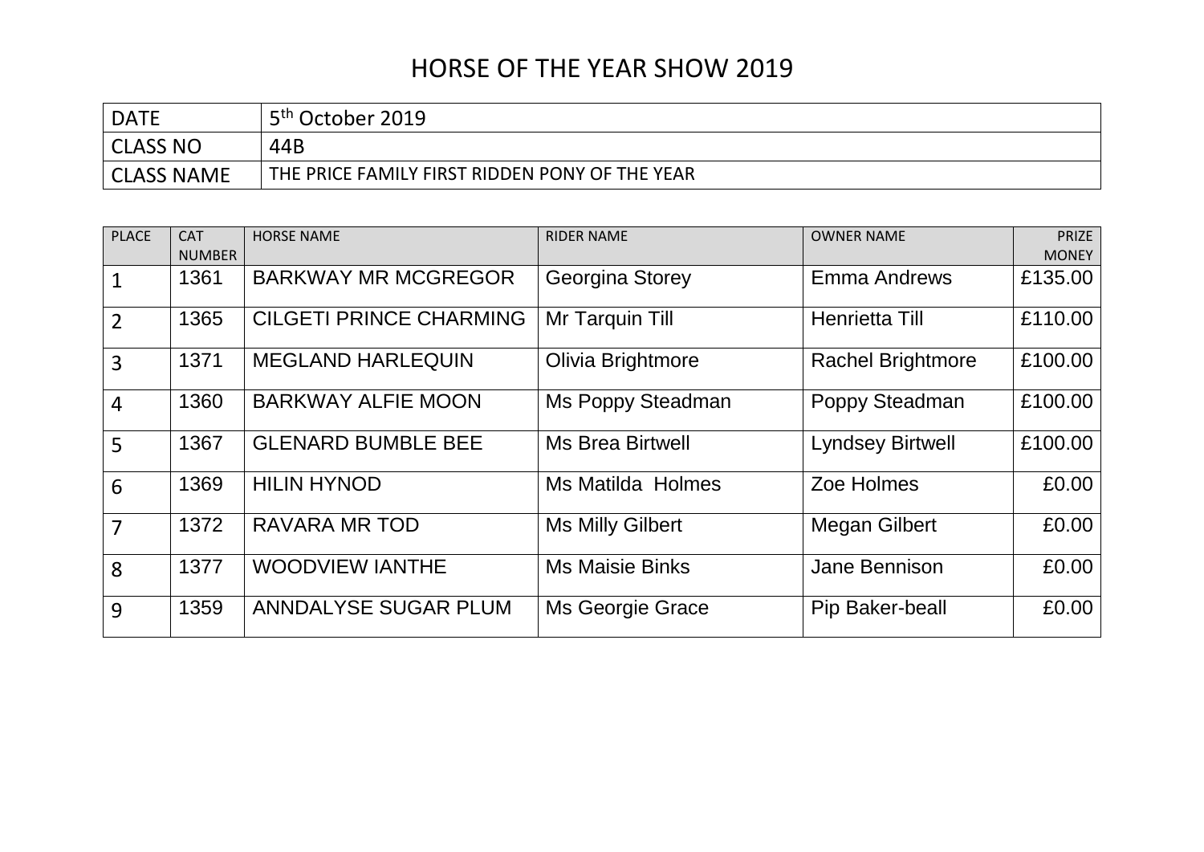# HORSE OF THE YEAR SHOW 2019

| DATE | 5th October 2019 |
|---|---|
| CLASS NO | 44B |
| CLASS NAME | THE PRICE FAMILY FIRST RIDDEN PONY OF THE YEAR |

| PLACE | CAT NUMBER | HORSE NAME | RIDER NAME | OWNER NAME | PRIZE MONEY |
|---|---|---|---|---|---|
| 1 | 1361 | BARKWAY MR MCGREGOR | Georgina Storey | Emma Andrews | £135.00 |
| 2 | 1365 | CILGETI PRINCE CHARMING | Mr Tarquin Till | Henrietta Till | £110.00 |
| 3 | 1371 | MEGLAND HARLEQUIN | Olivia Brightmore | Rachel Brightmore | £100.00 |
| 4 | 1360 | BARKWAY ALFIE MOON | Ms Poppy Steadman | Poppy Steadman | £100.00 |
| 5 | 1367 | GLENARD BUMBLE BEE | Ms Brea Birtwell | Lyndsey Birtwell | £100.00 |
| 6 | 1369 | HILIN HYNOD | Ms Matilda Holmes | Zoe Holmes | £0.00 |
| 7 | 1372 | RAVARA MR TOD | Ms Milly Gilbert | Megan Gilbert | £0.00 |
| 8 | 1377 | WOODVIEW IANTHE | Ms Maisie Binks | Jane Bennison | £0.00 |
| 9 | 1359 | ANNDALYSE SUGAR PLUM | Ms Georgie Grace | Pip Baker-beall | £0.00 |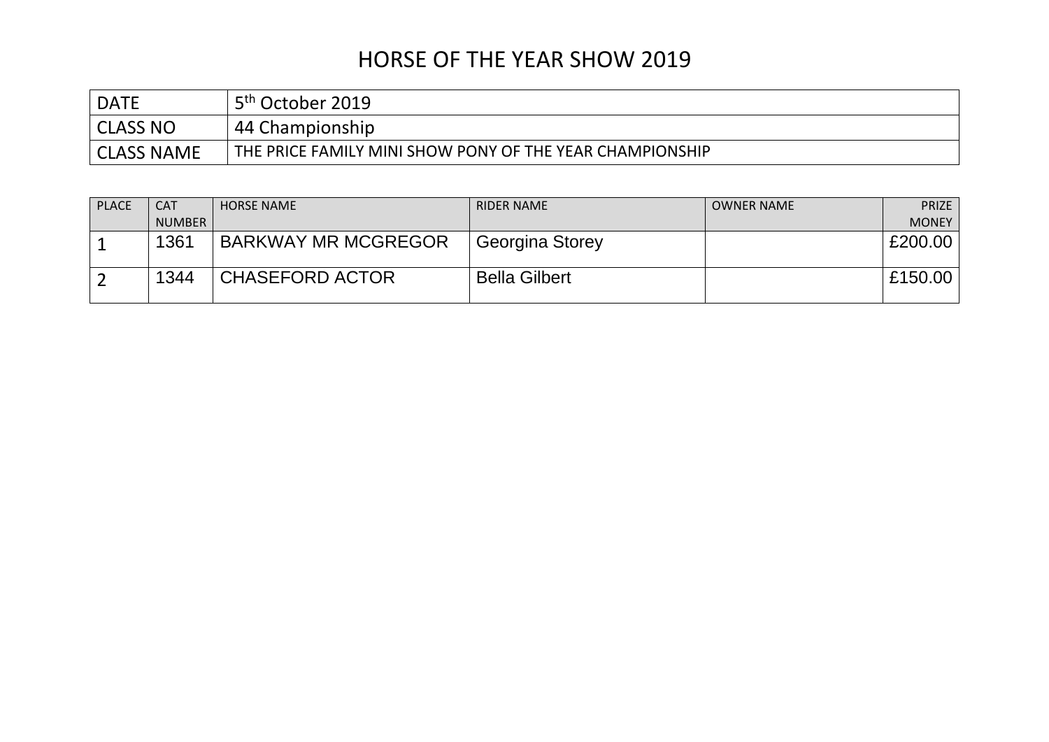# HORSE OF THE YEAR SHOW 2019

| | |
|---|---|
| DATE | 5th October 2019 |
| CLASS NO | 44 Championship |
| CLASS NAME | THE PRICE FAMILY MINI SHOW PONY OF THE YEAR CHAMPIONSHIP |

| PLACE | CAT NUMBER | HORSE NAME | RIDER NAME | OWNER NAME | PRIZE MONEY |
|---|---|---|---|---|---|
| 1 | 1361 | BARKWAY MR MCGREGOR | Georgina Storey | | £200.00 |
| 2 | 1344 | CHASEFORD ACTOR | Bella Gilbert | | £150.00 |